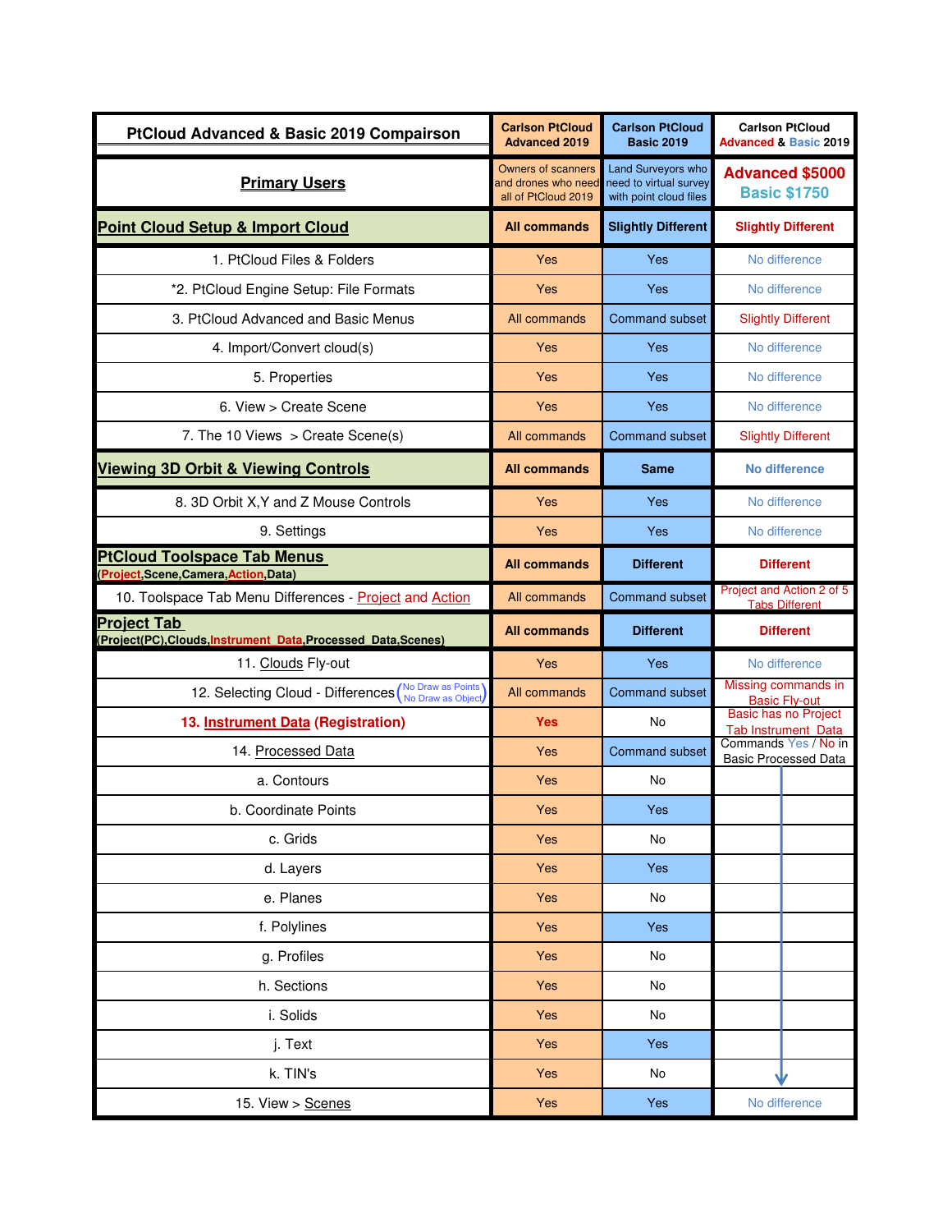| PtCloud Advanced & Basic 2019 Comparison | Carlson PtCloud Advanced 2019 | Carlson PtCloud Basic 2019 | Carlson PtCloud Advanced & Basic 2019 |
|---|---|---|---|
| **Primary Users** | Owners of scanners and drones who need all of PtCloud 2019 | Land Surveyors who need to virtual survey with point cloud files | **Advanced $5000**<br>**Basic $1750** |
| **Point Cloud Setup & Import Cloud** | **All commands** | **Slightly Different** | **Slightly Different** |
| 1. PtCloud Files & Folders | Yes | Yes | No difference |
| *2. PtCloud Engine Setup: File Formats | Yes | Yes | No difference |
| 3. PtCloud Advanced and Basic Menus | All commands | Command subset | Slightly Different |
| 4. Import/Convert cloud(s) | Yes | Yes | No difference |
| 5. Properties | Yes | Yes | No difference |
| 6. View > Create Scene | Yes | Yes | No difference |
| 7. The 10 Views > Create Scene(s) | All commands | Command subset | Slightly Different |
| **Viewing 3D Orbit & Viewing Controls** | **All commands** | **Same** | **No difference** |
| 8. 3D Orbit X,Y and Z Mouse Controls | Yes | Yes | No difference |
| 9. Settings | Yes | Yes | No difference |
| **PtCloud Toolspace Tab Menus** (Project,Scene,Camera,Action,Data) | **All commands** | **Different** | **Different** |
| 10. Toolspace Tab Menu Differences - Project and Action | All commands | Command subset | Project and Action 2 of 5 Tabs Different |
| **Project Tab** (Project(PC),Clouds,Instrument_Data,Processed_Data,Scenes) | **All commands** | **Different** | **Different** |
| 11. Clouds Fly-out | Yes | Yes | No difference |
| 12. Selecting Cloud - Differences (No Draw as Points / No Draw as Object) | All commands | Command subset | Missing commands in Basic Fly-out |
| **13. Instrument Data (Registration)** | **Yes** | No | Basic has no Project Tab Instrument_Data |
| 14. Processed Data | Yes | Command subset | Commands Yes / No in Basic Processed Data |
| a. Contours | Yes | No | |
| b. Coordinate Points | Yes | Yes | |
| c. Grids | Yes | No | |
| d. Layers | Yes | Yes | |
| e. Planes | Yes | No | |
| f. Polylines | Yes | Yes | |
| g. Profiles | Yes | No | |
| h. Sections | Yes | No | |
| i. Solids | Yes | No | |
| j. Text | Yes | Yes | |
| k. TIN's | Yes | No | |
| 15. View > Scenes | Yes | Yes | No difference |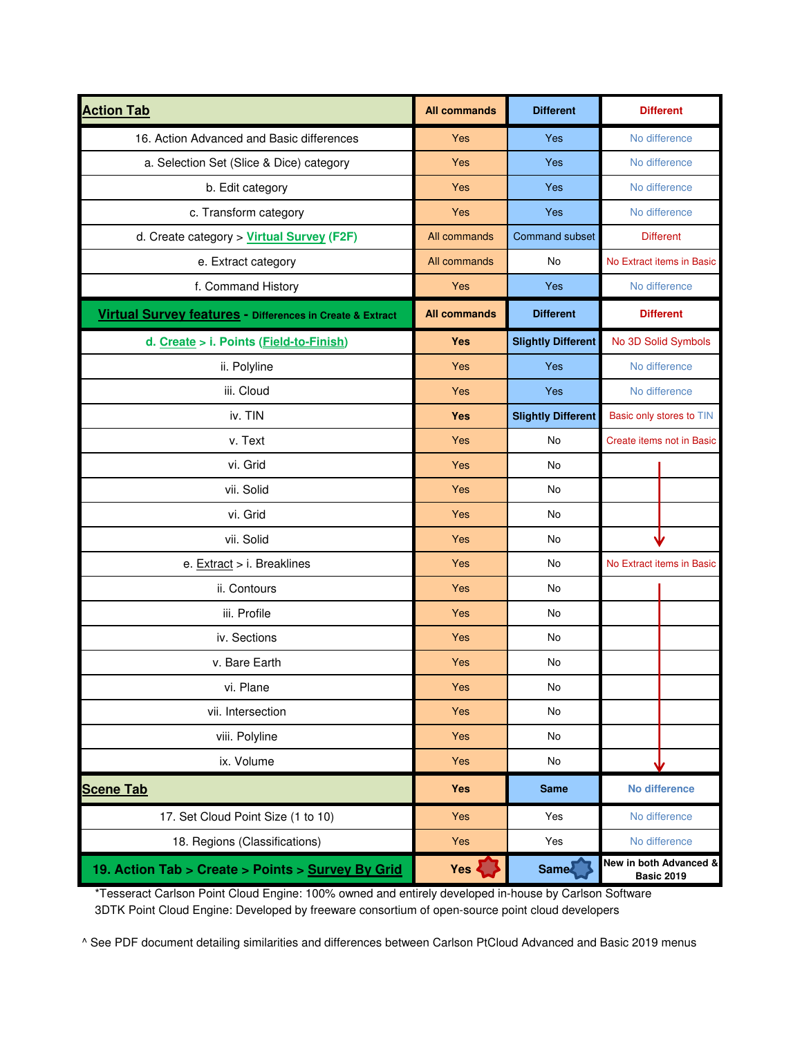| Action Tab | All commands | Different | Different |
|---|---|---|---|
| 16. Action Advanced and Basic differences | Yes | Yes | No difference |
| a. Selection Set (Slice & Dice) category | Yes | Yes | No difference |
| b. Edit category | Yes | Yes | No difference |
| c. Transform category | Yes | Yes | No difference |
| d. Create category > Virtual Survey (F2F) | All commands | Command subset | Different |
| e. Extract category | All commands | No | No Extract items in Basic |
| f. Command History | Yes | Yes | No difference |
| **Virtual Survey features - Differences in Create & Extract** | **All commands** | **Different** | **Different** |
| **d. Create > i. Points (Field-to-Finish)** | **Yes** | **Slightly Different** | No 3D Solid Symbols |
| ii. Polyline | Yes | Yes | No difference |
| iii. Cloud | Yes | Yes | No difference |
| iv. TIN | **Yes** | **Slightly Different** | Basic only stores to TIN |
| v. Text | Yes | No | Create items not in Basic |
| vi. Grid | Yes | No | ↓ |
| vii. Solid | Yes | No | ↓ |
| vi. Grid | Yes | No | ↓ |
| vii. Solid | Yes | No | ↓ |
| e. Extract > i. Breaklines | Yes | No | No Extract items in Basic |
| ii. Contours | Yes | No | ↓ |
| iii. Profile | Yes | No | ↓ |
| iv. Sections | Yes | No | ↓ |
| v. Bare Earth | Yes | No | ↓ |
| vi. Plane | Yes | No | ↓ |
| vii. Intersection | Yes | No | ↓ |
| viii. Polyline | Yes | No | ↓ |
| ix. Volume | Yes | No | ↓ |
| **Scene Tab** | **Yes** | **Same** | **No difference** |
| 17. Set Cloud Point Size (1 to 10) | Yes | Yes | No difference |
| 18. Regions (Classifications) | Yes | Yes | No difference |
| **19. Action Tab > Create > Points > Survey By Grid** | **Yes** | **Same** | **New in both Advanced & Basic 2019** |

*Tesseract Carlson Point Cloud Engine: 100% owned and entirely developed in-house by Carlson Software
3DTK Point Cloud Engine: Developed by freeware consortium of open-source point cloud developers

^ See PDF document detailing similarities and differences between Carlson PtCloud Advanced and Basic 2019 menus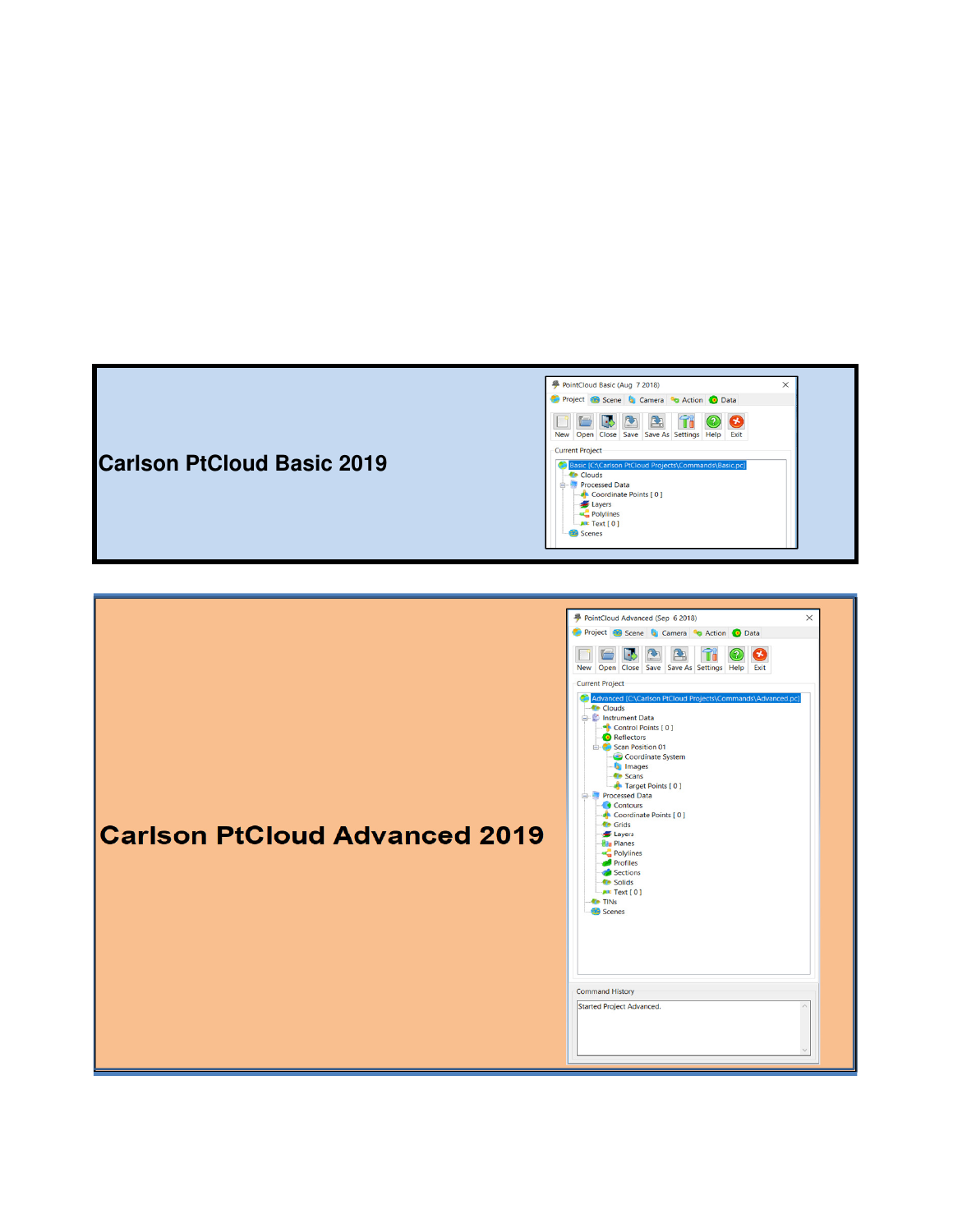# Carlson PtCloud Basic 2019

PointCloud Basic (Aug 7 2018)

Project | Scene | Camera | Action | Data

New | Open | Close | Save | Save As | Settings | Help | Exit

Current Project

- Basic [C:\Carlson PtCloud Projects\Commands\Basic.pc]
  - Clouds
  - Processed Data
    - Coordinate Points [ 0 ]
    - Layers
    - Polylines
    - Text [ 0 ]
  - Scenes

# Carlson PtCloud Advanced 2019

PointCloud Advanced (Sep 6 2018)

Project | Scene | Camera | Action | Data

New | Open | Close | Save | Save As | Settings | Help | Exit

Current Project

- Advanced [C:\Carlson PtCloud Projects\Commands\Advanced.pc]
  - Clouds
  - Instrument Data
    - Control Points [ 0 ]
    - Reflectors
    - Scan Position 01
      - Coordinate System
      - Images
      - Scans
      - Target Points [ 0 ]
  - Processed Data
    - Contours
    - Coordinate Points [ 0 ]
    - Grids
    - Layers
    - Planes
    - Polylines
    - Profiles
    - Sections
    - Solids
    - Text [ 0 ]
  - TINs
  - Scenes

Command History

Started Project Advanced.